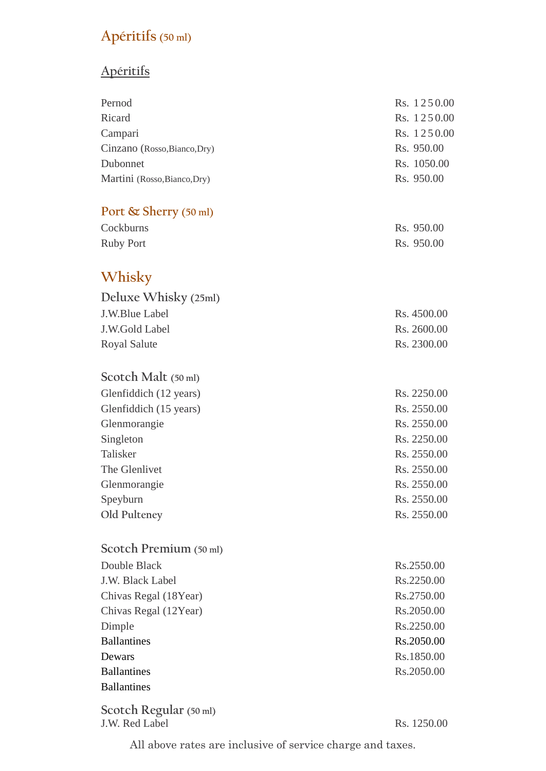# Apéritifs (50 ml)

## Apéritifs

| | |
|---|---|
| Pernod | Rs. 1250.00 |
| Ricard | Rs. 1250.00 |
| Campari | Rs. 1250.00 |
| Cinzano (Rosso,Bianco,Dry) | Rs. 950.00 |
| Dubonnet | Rs. 1050.00 |
| Martini (Rosso,Bianco,Dry) | Rs. 950.00 |

## Port & Sherry (50 ml)

| | |
|---|---|
| Cockburns | Rs. 950.00 |
| Ruby Port | Rs. 950.00 |

# Whisky

## Deluxe Whisky (25ml)

| | |
|---|---|
| J.W.Blue Label | Rs. 4500.00 |
| J.W.Gold Label | Rs. 2600.00 |
| Royal Salute | Rs. 2300.00 |

## Scotch Malt (50 ml)

| | |
|---|---|
| Glenfiddich (12 years) | Rs. 2250.00 |
| Glenfiddich (15 years) | Rs. 2550.00 |
| Glenmorangie | Rs. 2550.00 |
| Singleton | Rs. 2250.00 |
| Talisker | Rs. 2550.00 |
| The Glenlivet | Rs. 2550.00 |
| Glenmorangie | Rs. 2550.00 |
| Speyburn | Rs. 2550.00 |
| Old Pulteney | Rs. 2550.00 |

## Scotch Premium (50 ml)

| | |
|---|---|
| Double Black | Rs.2550.00 |
| J.W. Black Label | Rs.2250.00 |
| Chivas Regal (18Year) | Rs.2750.00 |
| Chivas Regal (12Year) | Rs.2050.00 |
| Dimple | Rs.2250.00 |
| Ballantines | Rs.2050.00 |
| Dewars | Rs.1850.00 |
| Ballantines | Rs.2050.00 |
| Ballantines | |

## Scotch Regular (50 ml)

| | |
|---|---|
| J.W. Red Label | Rs. 1250.00 |

All above rates are inclusive of service charge and taxes.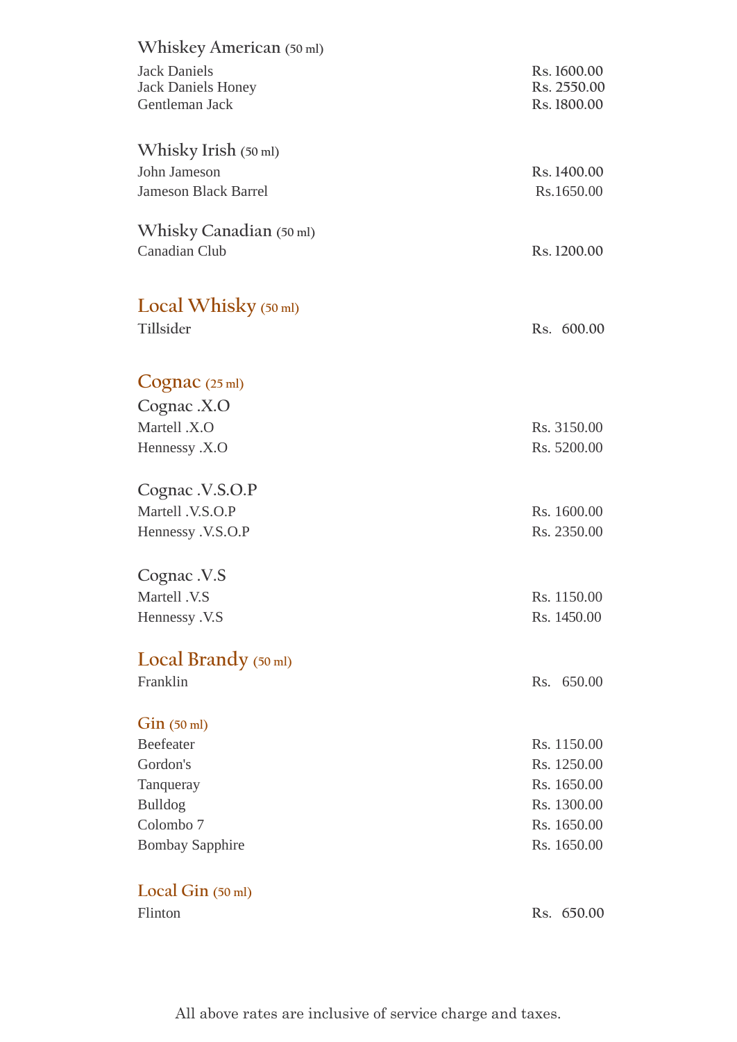## Whiskey American (50 ml)

| | |
|---|---|
| Jack Daniels | Rs. 1600.00 |
| Jack Daniels Honey | Rs. 2550.00 |
| Gentleman Jack | Rs. 1800.00 |

## Whisky Irish (50 ml)

| | |
|---|---|
| John Jameson | Rs. 1400.00 |
| Jameson Black Barrel | Rs.1650.00 |

## Whisky Canadian (50 ml)

| | |
|---|---|
| Canadian Club | Rs. 1200.00 |

## Local Whisky (50 ml)

| | |
|---|---|
| Tillsider | Rs. 600.00 |

## Cognac (25 ml)

### Cognac .X.O

| | |
|---|---|
| Martell .X.O | Rs. 3150.00 |
| Hennessy .X.O | Rs. 5200.00 |

### Cognac .V.S.O.P

| | |
|---|---|
| Martell .V.S.O.P | Rs. 1600.00 |
| Hennessy .V.S.O.P | Rs. 2350.00 |

### Cognac .V.S

| | |
|---|---|
| Martell .V.S | Rs. 1150.00 |
| Hennessy .V.S | Rs. 1450.00 |

## Local Brandy (50 ml)

| | |
|---|---|
| Franklin | Rs. 650.00 |

## Gin (50 ml)

| | |
|---|---|
| Beefeater | Rs. 1150.00 |
| Gordon's | Rs. 1250.00 |
| Tanqueray | Rs. 1650.00 |
| Bulldog | Rs. 1300.00 |
| Colombo 7 | Rs. 1650.00 |
| Bombay Sapphire | Rs. 1650.00 |

## Local Gin (50 ml)

| | |
|---|---|
| Flinton | Rs. 650.00 |

All above rates are inclusive of service charge and taxes.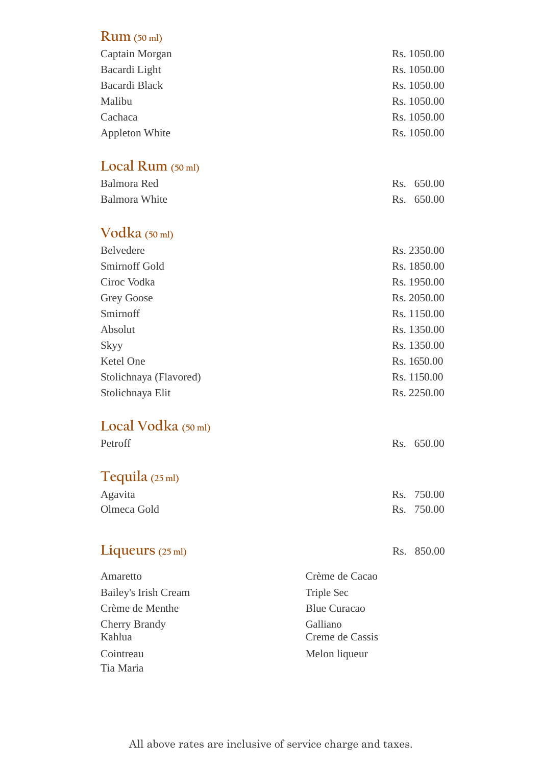## Rum (50 ml)

| Item | Price |
|---|---|
| Captain Morgan | Rs. 1050.00 |
| Bacardi Light | Rs. 1050.00 |
| Bacardi Black | Rs. 1050.00 |
| Malibu | Rs. 1050.00 |
| Cachaca | Rs. 1050.00 |
| Appleton White | Rs. 1050.00 |

## Local Rum (50 ml)

| Item | Price |
|---|---|
| Balmora Red | Rs. 650.00 |
| Balmora White | Rs. 650.00 |

## Vodka (50 ml)

| Item | Price |
|---|---|
| Belvedere | Rs. 2350.00 |
| Smirnoff Gold | Rs. 1850.00 |
| Ciroc Vodka | Rs. 1950.00 |
| Grey Goose | Rs. 2050.00 |
| Smirnoff | Rs. 1150.00 |
| Absolut | Rs. 1350.00 |
| Skyy | Rs. 1350.00 |
| Ketel One | Rs. 1650.00 |
| Stolichnaya (Flavored) | Rs. 1150.00 |
| Stolichnaya Elit | Rs. 2250.00 |

## Local Vodka (50 ml)

| Item | Price |
|---|---|
| Petroff | Rs. 650.00 |

## Tequila (25 ml)

| Item | Price |
|---|---|
| Agavita | Rs. 750.00 |
| Olmeca Gold | Rs. 750.00 |

## Liqueurs (25 ml) — Rs. 850.00

- Amaretto
- Bailey's Irish Cream
- Crème de Menthe
- Cherry Brandy
- Kahlua
- Cointreau
- Tia Maria
- Crème de Cacao
- Triple Sec
- Blue Curacao
- Galliano
- Creme de Cassis
- Melon liqueur

All above rates are inclusive of service charge and taxes.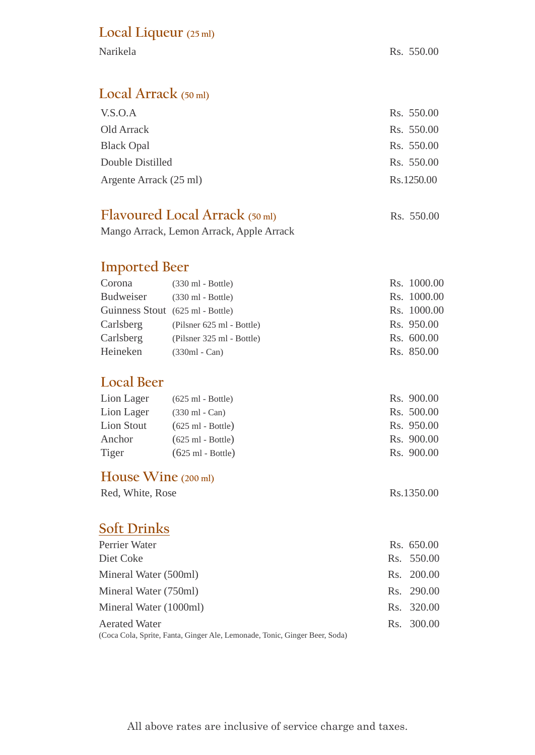## Local Liqueur (25 ml)

| | |
|---|---|
| Narikela | Rs. 550.00 |

## Local Arrack (50 ml)

| | |
|---|---|
| V.S.O.A | Rs. 550.00 |
| Old Arrack | Rs. 550.00 |
| Black Opal | Rs. 550.00 |
| Double Distilled | Rs. 550.00 |
| Argente Arrack (25 ml) | Rs.1250.00 |

## Flavoured Local Arrack (50 ml) — Rs. 550.00

Mango Arrack, Lemon Arrack, Apple Arrack

## Imported Beer

| | | |
|---|---|---|
| Corona | (330 ml - Bottle) | Rs. 1000.00 |
| Budweiser | (330 ml - Bottle) | Rs. 1000.00 |
| Guinness Stout | (625 ml - Bottle) | Rs. 1000.00 |
| Carlsberg | (Pilsner 625 ml - Bottle) | Rs. 950.00 |
| Carlsberg | (Pilsner 325 ml - Bottle) | Rs. 600.00 |
| Heineken | (330ml - Can) | Rs. 850.00 |

## Local Beer

| | | |
|---|---|---|
| Lion Lager | (625 ml - Bottle) | Rs. 900.00 |
| Lion Lager | (330 ml - Can) | Rs. 500.00 |
| Lion Stout | (625 ml - Bottle) | Rs. 950.00 |
| Anchor | (625 ml - Bottle) | Rs. 900.00 |
| Tiger | (625 ml - Bottle) | Rs. 900.00 |

## House Wine (200 ml)

| | |
|---|---|
| Red, White, Rose | Rs.1350.00 |

## Soft Drinks

| | |
|---|---|
| Perrier Water | Rs. 650.00 |
| Diet Coke | Rs. 550.00 |
| Mineral Water (500ml) | Rs. 200.00 |
| Mineral Water (750ml) | Rs. 290.00 |
| Mineral Water (1000ml) | Rs. 320.00 |
| Aerated Water (Coca Cola, Sprite, Fanta, Ginger Ale, Lemonade, Tonic, Ginger Beer, Soda) | Rs. 300.00 |

All above rates are inclusive of service charge and taxes.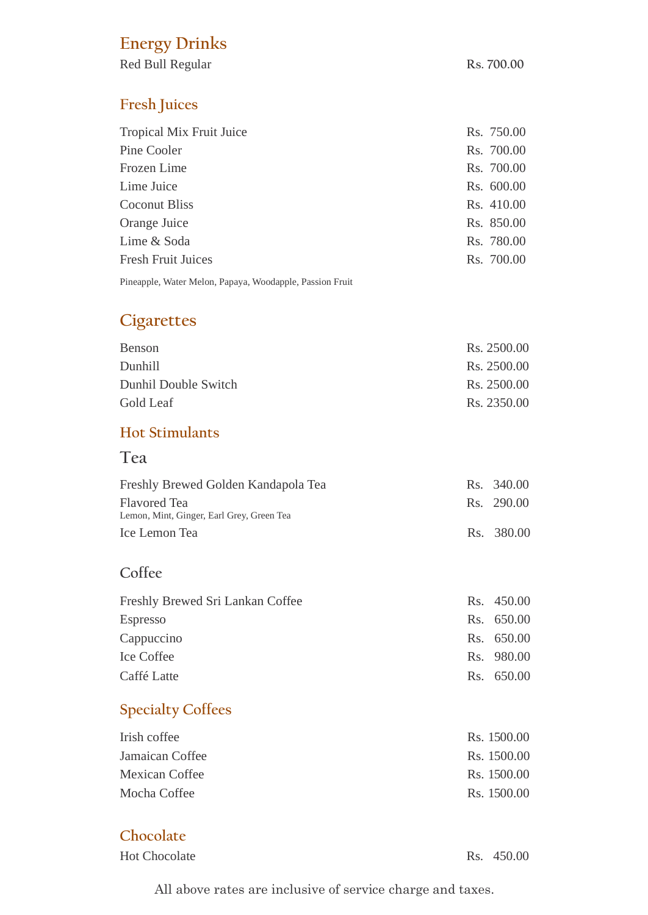## Energy Drinks

| | |
|---|---|
| Red Bull Regular | Rs. 700.00 |

## Fresh Juices

| | |
|---|---|
| Tropical Mix Fruit Juice | Rs. 750.00 |
| Pine Cooler | Rs. 700.00 |
| Frozen Lime | Rs. 700.00 |
| Lime Juice | Rs. 600.00 |
| Coconut Bliss | Rs. 410.00 |
| Orange Juice | Rs. 850.00 |
| Lime & Soda | Rs. 780.00 |
| Fresh Fruit Juices | Rs. 700.00 |

Pineapple, Water Melon, Papaya, Woodapple, Passion Fruit

## Cigarettes

| | |
|---|---|
| Benson | Rs. 2500.00 |
| Dunhill | Rs. 2500.00 |
| Dunhil Double Switch | Rs. 2500.00 |
| Gold Leaf | Rs. 2350.00 |

## Hot Stimulants

### Tea

| | |
|---|---|
| Freshly Brewed Golden Kandapola Tea | Rs. 340.00 |
| Flavored Tea<br>Lemon, Mint, Ginger, Earl Grey, Green Tea | Rs. 290.00 |
| Ice Lemon Tea | Rs. 380.00 |

### Coffee

| | |
|---|---|
| Freshly Brewed Sri Lankan Coffee | Rs. 450.00 |
| Espresso | Rs. 650.00 |
| Cappuccino | Rs. 650.00 |
| Ice Coffee | Rs. 980.00 |
| Caffé Latte | Rs. 650.00 |

## Specialty Coffees

| | |
|---|---|
| Irish coffee | Rs. 1500.00 |
| Jamaican Coffee | Rs. 1500.00 |
| Mexican Coffee | Rs. 1500.00 |
| Mocha Coffee | Rs. 1500.00 |

## Chocolate

| | |
|---|---|
| Hot Chocolate | Rs. 450.00 |

All above rates are inclusive of service charge and taxes.